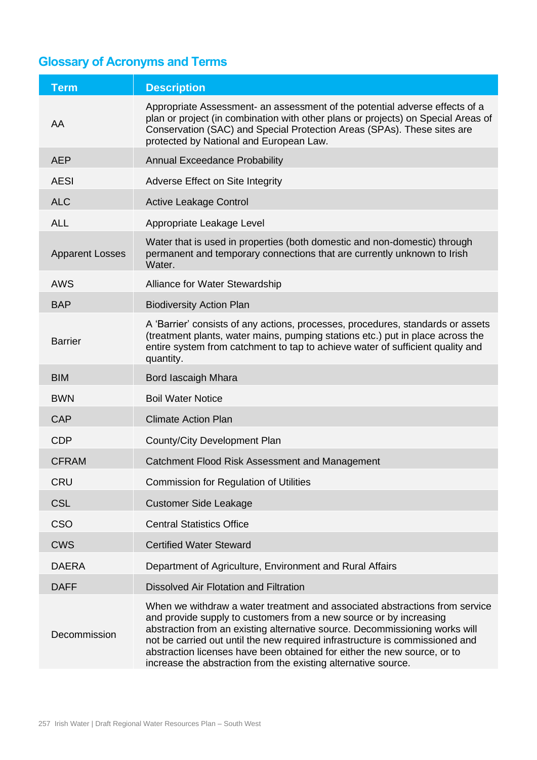## Glossary of Acronyms and Terms

| Term | Description |
|---|---|
| AA | Appropriate Assessment- an assessment of the potential adverse effects of a plan or project (in combination with other plans or projects) on Special Areas of Conservation (SAC) and Special Protection Areas (SPAs). These sites are protected by National and European Law. |
| AEP | Annual Exceedance Probability |
| AESI | Adverse Effect on Site Integrity |
| ALC | Active Leakage Control |
| ALL | Appropriate Leakage Level |
| Apparent Losses | Water that is used in properties (both domestic and non-domestic) through permanent and temporary connections that are currently unknown to Irish Water. |
| AWS | Alliance for Water Stewardship |
| BAP | Biodiversity Action Plan |
| Barrier | A 'Barrier' consists of any actions, processes, procedures, standards or assets (treatment plants, water mains, pumping stations etc.) put in place across the entire system from catchment to tap to achieve water of sufficient quality and quantity. |
| BIM | Bord Iascaigh Mhara |
| BWN | Boil Water Notice |
| CAP | Climate Action Plan |
| CDP | County/City Development Plan |
| CFRAM | Catchment Flood Risk Assessment and Management |
| CRU | Commission for Regulation of Utilities |
| CSL | Customer Side Leakage |
| CSO | Central Statistics Office |
| CWS | Certified Water Steward |
| DAERA | Department of Agriculture, Environment and Rural Affairs |
| DAFF | Dissolved Air Flotation and Filtration |
| Decommission | When we withdraw a water treatment and associated abstractions from service and provide supply to customers from a new source or by increasing abstraction from an existing alternative source. Decommissioning works will not be carried out until the new required infrastructure is commissioned and abstraction licenses have been obtained for either the new source, or to increase the abstraction from the existing alternative source. |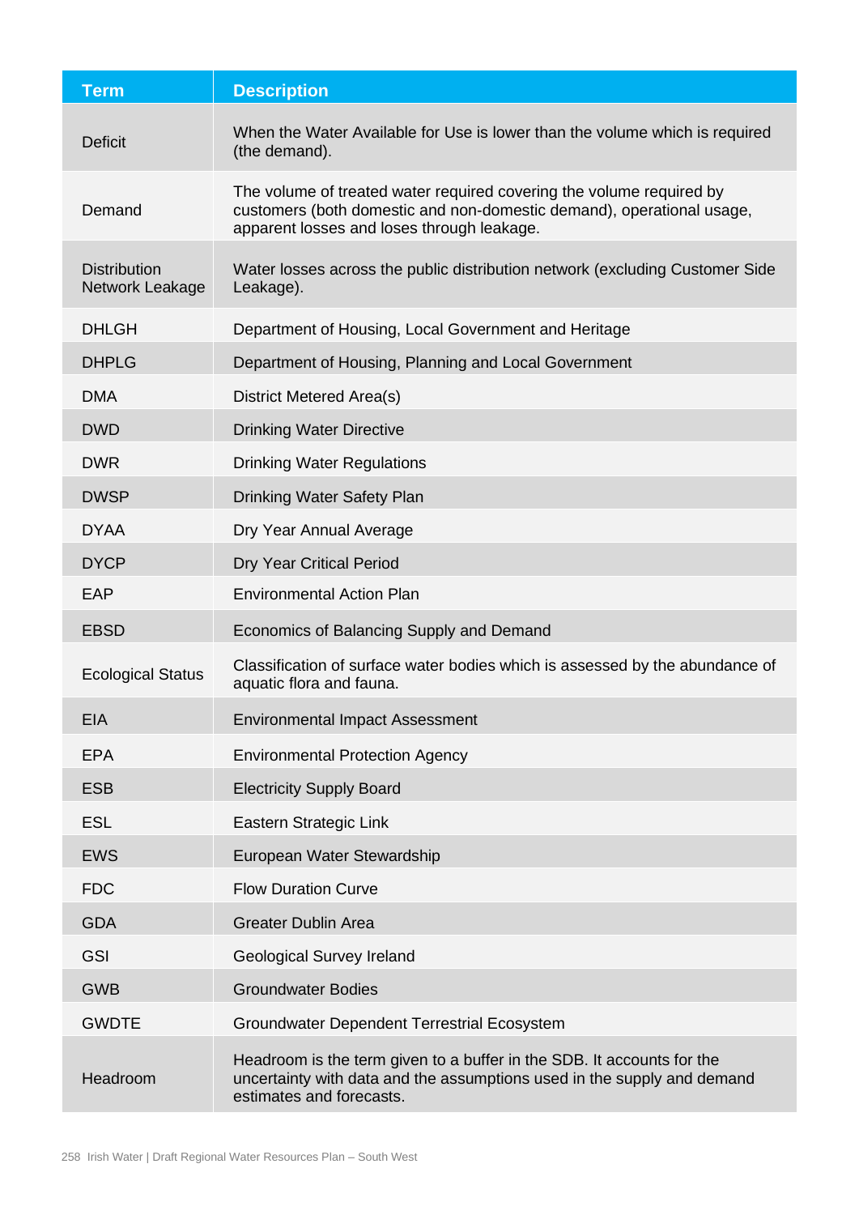| Term | Description |
| --- | --- |
| Deficit | When the Water Available for Use is lower than the volume which is required (the demand). |
| Demand | The volume of treated water required covering the volume required by customers (both domestic and non-domestic demand), operational usage, apparent losses and loses through leakage. |
| Distribution Network Leakage | Water losses across the public distribution network (excluding Customer Side Leakage). |
| DHLGH | Department of Housing, Local Government and Heritage |
| DHPLG | Department of Housing, Planning and Local Government |
| DMA | District Metered Area(s) |
| DWD | Drinking Water Directive |
| DWR | Drinking Water Regulations |
| DWSP | Drinking Water Safety Plan |
| DYAA | Dry Year Annual Average |
| DYCP | Dry Year Critical Period |
| EAP | Environmental Action Plan |
| EBSD | Economics of Balancing Supply and Demand |
| Ecological Status | Classification of surface water bodies which is assessed by the abundance of aquatic flora and fauna. |
| EIA | Environmental Impact Assessment |
| EPA | Environmental Protection Agency |
| ESB | Electricity Supply Board |
| ESL | Eastern Strategic Link |
| EWS | European Water Stewardship |
| FDC | Flow Duration Curve |
| GDA | Greater Dublin Area |
| GSI | Geological Survey Ireland |
| GWB | Groundwater Bodies |
| GWDTE | Groundwater Dependent Terrestrial Ecosystem |
| Headroom | Headroom is the term given to a buffer in the SDB. It accounts for the uncertainty with data and the assumptions used in the supply and demand estimates and forecasts. |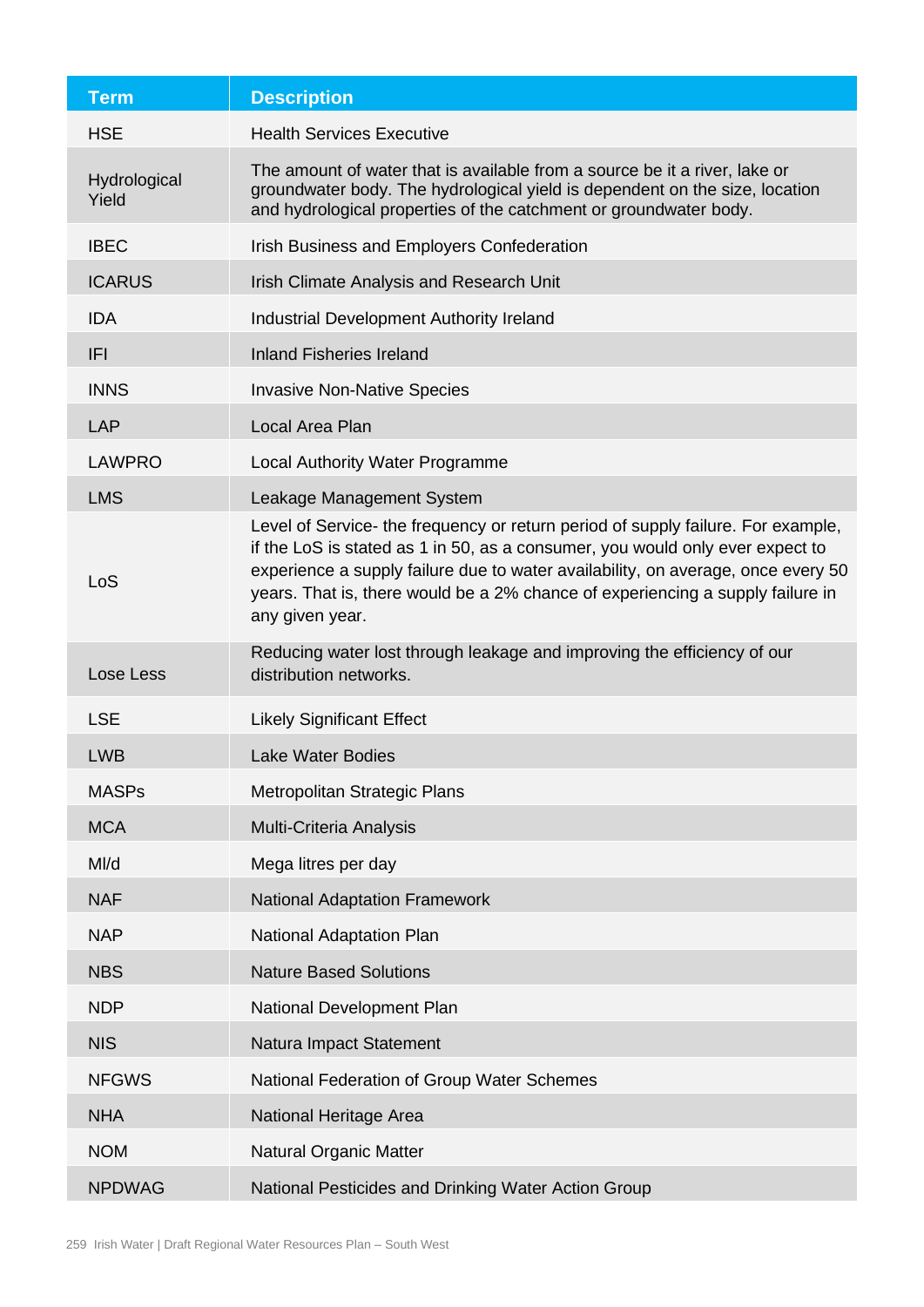| Term | Description |
| --- | --- |
| HSE | Health Services Executive |
| Hydrological Yield | The amount of water that is available from a source be it a river, lake or groundwater body. The hydrological yield is dependent on the size, location and hydrological properties of the catchment or groundwater body. |
| IBEC | Irish Business and Employers Confederation |
| ICARUS | Irish Climate Analysis and Research Unit |
| IDA | Industrial Development Authority Ireland |
| IFI | Inland Fisheries Ireland |
| INNS | Invasive Non-Native Species |
| LAP | Local Area Plan |
| LAWPRO | Local Authority Water Programme |
| LMS | Leakage Management System |
| LoS | Level of Service- the frequency or return period of supply failure. For example, if the LoS is stated as 1 in 50, as a consumer, you would only ever expect to experience a supply failure due to water availability, on average, once every 50 years. That is, there would be a 2% chance of experiencing a supply failure in any given year. |
| Lose Less | Reducing water lost through leakage and improving the efficiency of our distribution networks. |
| LSE | Likely Significant Effect |
| LWB | Lake Water Bodies |
| MASPs | Metropolitan Strategic Plans |
| MCA | Multi-Criteria Analysis |
| Ml/d | Mega litres per day |
| NAF | National Adaptation Framework |
| NAP | National Adaptation Plan |
| NBS | Nature Based Solutions |
| NDP | National Development Plan |
| NIS | Natura Impact Statement |
| NFGWS | National Federation of Group Water Schemes |
| NHA | National Heritage Area |
| NOM | Natural Organic Matter |
| NPDWAG | National Pesticides and Drinking Water Action Group |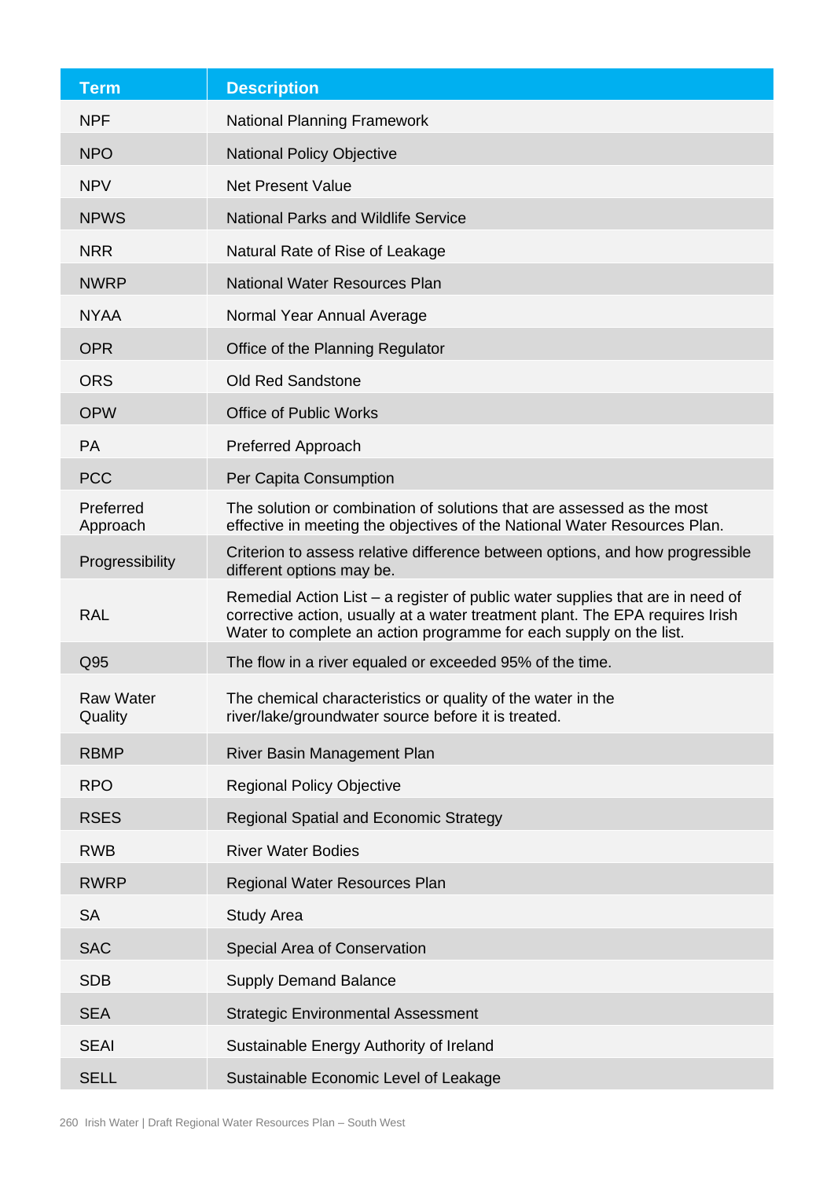| Term | Description |
|---|---|
| NPF | National Planning Framework |
| NPO | National Policy Objective |
| NPV | Net Present Value |
| NPWS | National Parks and Wildlife Service |
| NRR | Natural Rate of Rise of Leakage |
| NWRP | National Water Resources Plan |
| NYAA | Normal Year Annual Average |
| OPR | Office of the Planning Regulator |
| ORS | Old Red Sandstone |
| OPW | Office of Public Works |
| PA | Preferred Approach |
| PCC | Per Capita Consumption |
| Preferred Approach | The solution or combination of solutions that are assessed as the most effective in meeting the objectives of the National Water Resources Plan. |
| Progressibility | Criterion to assess relative difference between options, and how progressible different options may be. |
| RAL | Remedial Action List – a register of public water supplies that are in need of corrective action, usually at a water treatment plant. The EPA requires Irish Water to complete an action programme for each supply on the list. |
| Q95 | The flow in a river equaled or exceeded 95% of the time. |
| Raw Water Quality | The chemical characteristics or quality of the water in the river/lake/groundwater source before it is treated. |
| RBMP | River Basin Management Plan |
| RPO | Regional Policy Objective |
| RSES | Regional Spatial and Economic Strategy |
| RWB | River Water Bodies |
| RWRP | Regional Water Resources Plan |
| SA | Study Area |
| SAC | Special Area of Conservation |
| SDB | Supply Demand Balance |
| SEA | Strategic Environmental Assessment |
| SEAI | Sustainable Energy Authority of Ireland |
| SELL | Sustainable Economic Level of Leakage |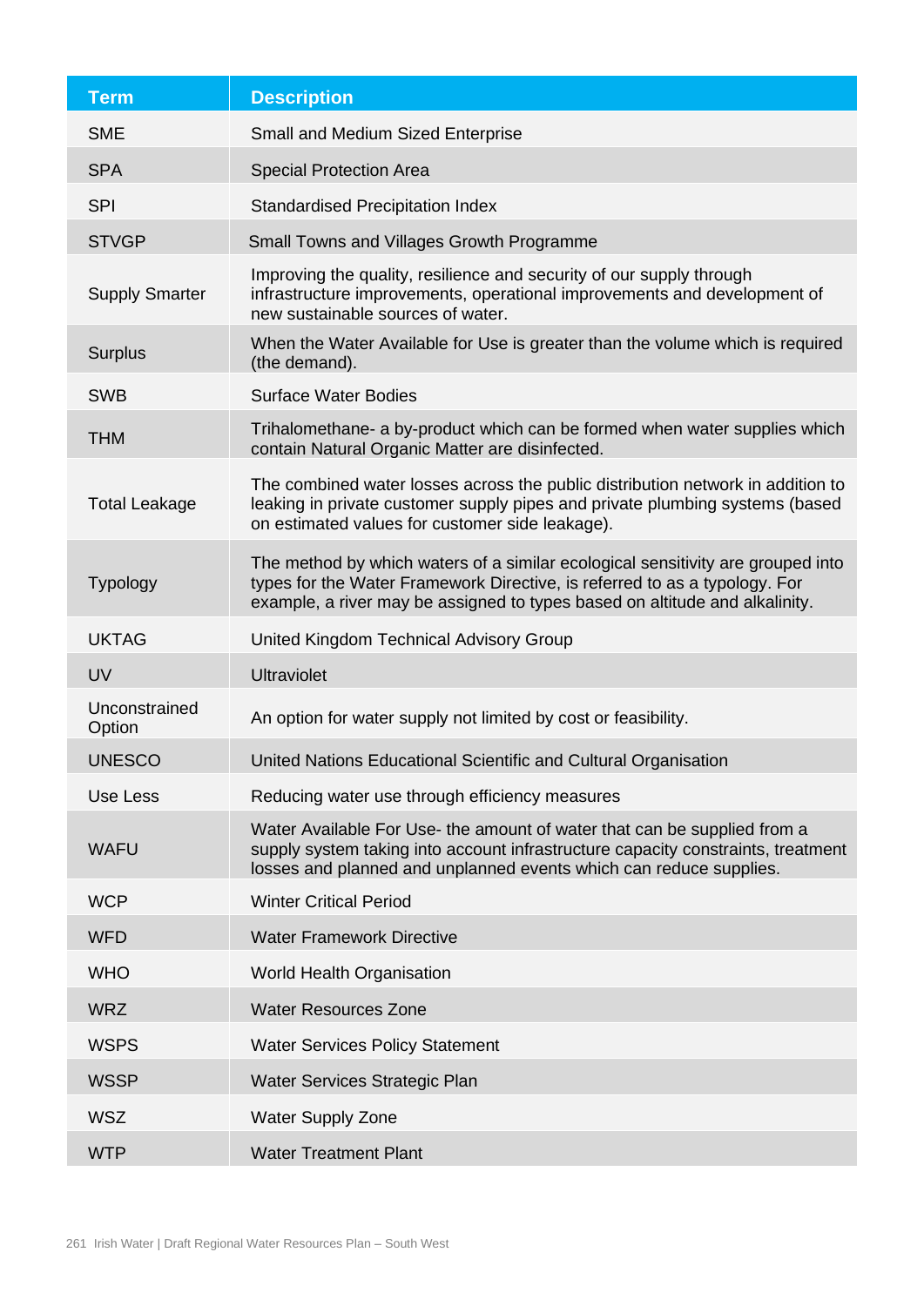| Term | Description |
| --- | --- |
| SME | Small and Medium Sized Enterprise |
| SPA | Special Protection Area |
| SPI | Standardised Precipitation Index |
| STVGP | Small Towns and Villages Growth Programme |
| Supply Smarter | Improving the quality, resilience and security of our supply through infrastructure improvements, operational improvements and development of new sustainable sources of water. |
| Surplus | When the Water Available for Use is greater than the volume which is required (the demand). |
| SWB | Surface Water Bodies |
| THM | Trihalomethane- a by-product which can be formed when water supplies which contain Natural Organic Matter are disinfected. |
| Total Leakage | The combined water losses across the public distribution network in addition to leaking in private customer supply pipes and private plumbing systems (based on estimated values for customer side leakage). |
| Typology | The method by which waters of a similar ecological sensitivity are grouped into types for the Water Framework Directive, is referred to as a typology. For example, a river may be assigned to types based on altitude and alkalinity. |
| UKTAG | United Kingdom Technical Advisory Group |
| UV | Ultraviolet |
| Unconstrained Option | An option for water supply not limited by cost or feasibility. |
| UNESCO | United Nations Educational Scientific and Cultural Organisation |
| Use Less | Reducing water use through efficiency measures |
| WAFU | Water Available For Use- the amount of water that can be supplied from a supply system taking into account infrastructure capacity constraints, treatment losses and planned and unplanned events which can reduce supplies. |
| WCP | Winter Critical Period |
| WFD | Water Framework Directive |
| WHO | World Health Organisation |
| WRZ | Water Resources Zone |
| WSPS | Water Services Policy Statement |
| WSSP | Water Services Strategic Plan |
| WSZ | Water Supply Zone |
| WTP | Water Treatment Plant |